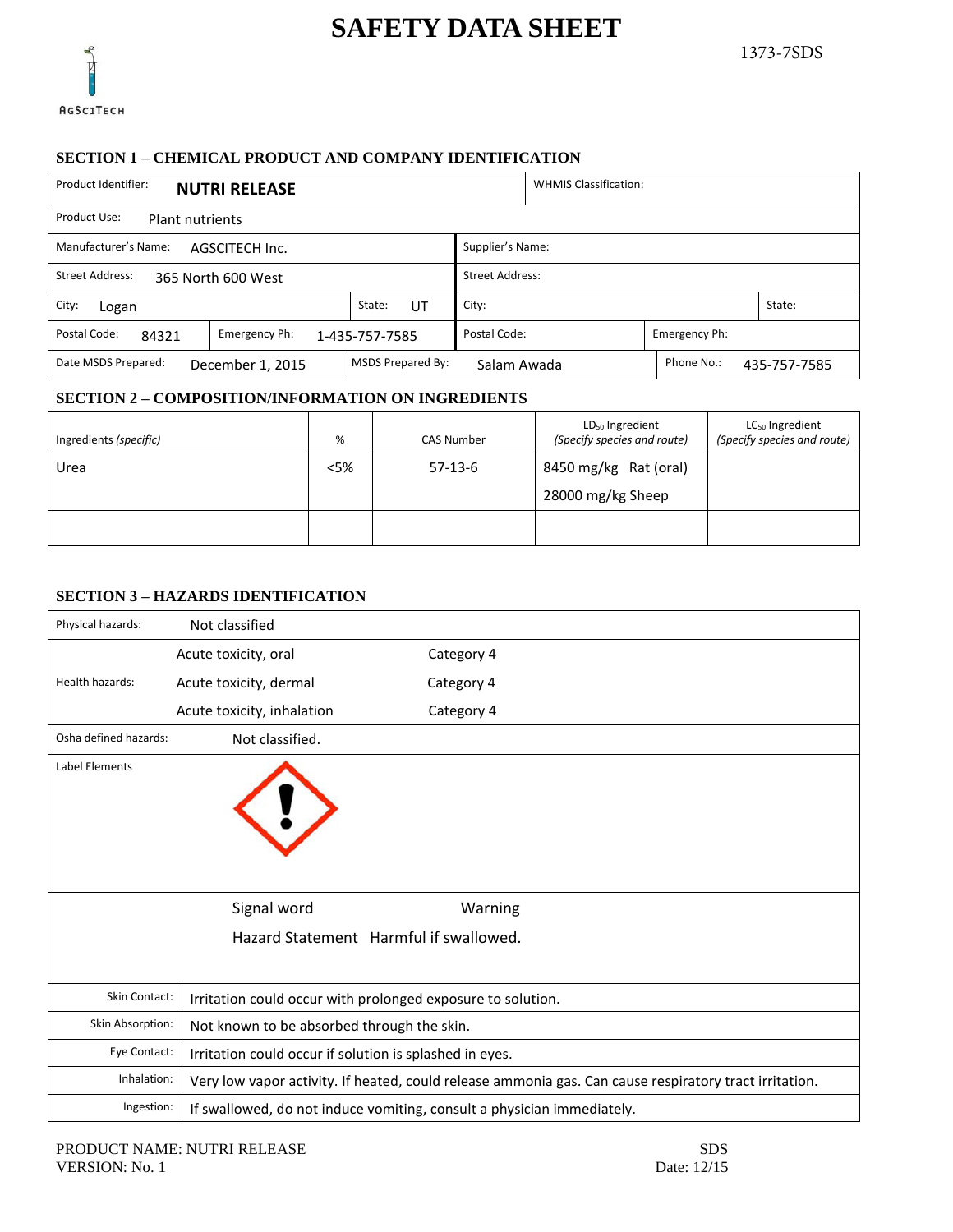# SAFETY DATA SHEET

1373-7SDS

AgSciTech

## SECTION 1 – CHEMICAL PRODUCT AND COMPANY IDENTIFICATION

| | |
|---|---|
| Product Identifier: **NUTRI RELEASE** | WHMIS Classification: |
| Product Use: Plant nutrients | |
| Manufacturer's Name: AGSCITECH Inc. | Supplier's Name: |
| Street Address: 365 North 600 West | Street Address: |
| City: Logan | State: UT | City: | State: |
| Postal Code: 84321 | Emergency Ph: 1-435-757-7585 | Postal Code: | Emergency Ph: |
| Date MSDS Prepared: December 1, 2015 | MSDS Prepared By: Salam Awada | Phone No.: 435-757-7585 |

## SECTION 2 – COMPOSITION/INFORMATION ON INGREDIENTS

| Ingredients *(specific)* | % | CAS Number | $LD_{50}$ Ingredient *(Specify species and route)* | $LC_{50}$ Ingredient *(Specify species and route)* |
|---|---|---|---|---|
| Urea | <5% | 57-13-6 | 8450 mg/kg Rat (oral)<br>28000 mg/kg Sheep | |
| | | | | |

## SECTION 3 – HAZARDS IDENTIFICATION

| | | |
|---|---|---|
| Physical hazards: | Not classified | |
| Health hazards: | Acute toxicity, oral | Category 4 |
| | Acute toxicity, dermal | Category 4 |
| | Acute toxicity, inhalation | Category 4 |
| Osha defined hazards: | Not classified. | |
| Label Elements | | |
| | Signal word | Warning |
| | Hazard Statement | Harmful if swallowed. |

| | |
|---|---|
| Skin Contact: | Irritation could occur with prolonged exposure to solution. |
| Skin Absorption: | Not known to be absorbed through the skin. |
| Eye Contact: | Irritation could occur if solution is splashed in eyes. |
| Inhalation: | Very low vapor activity. If heated, could release ammonia gas. Can cause respiratory tract irritation. |
| Ingestion: | If swallowed, do not induce vomiting, consult a physician immediately. |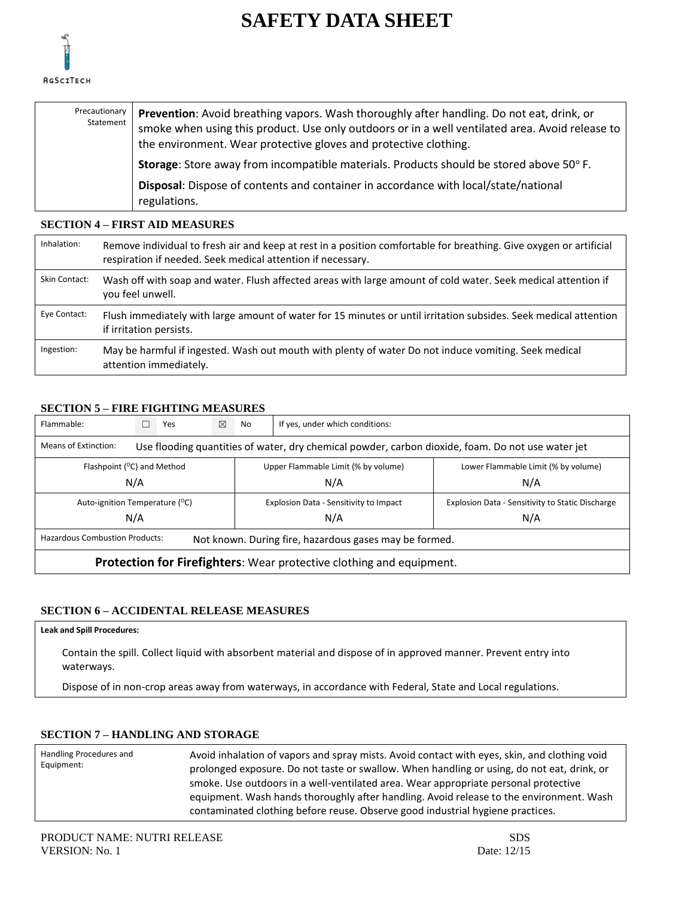# SAFETY DATA SHEET

AgSciTech

| Precautionary Statement | **Prevention**: Avoid breathing vapors. Wash thoroughly after handling. Do not eat, drink, or smoke when using this product. Use only outdoors or in a well ventilated area. Avoid release to the environment. Wear protective gloves and protective clothing.<br>**Storage**: Store away from incompatible materials. Products should be stored above 50° F.<br>**Disposal**: Dispose of contents and container in accordance with local/state/national regulations. |
|---|---|

## SECTION 4 – FIRST AID MEASURES

| | |
|---|---|
| Inhalation: | Remove individual to fresh air and keep at rest in a position comfortable for breathing. Give oxygen or artificial respiration if needed. Seek medical attention if necessary. |
| Skin Contact: | Wash off with soap and water. Flush affected areas with large amount of cold water. Seek medical attention if you feel unwell. |
| Eye Contact: | Flush immediately with large amount of water for 15 minutes or until irritation subsides. Seek medical attention if irritation persists. |
| Ingestion: | May be harmful if ingested. Wash out mouth with plenty of water Do not induce vomiting. Seek medical attention immediately. |

## SECTION 5 – FIRE FIGHTING MEASURES

| | | |
|---|---|---|
| Flammable: ☐ Yes ☒ No | If yes, under which conditions: | |
| Means of Extinction: | Use flooding quantities of water, dry chemical powder, carbon dioxide, foam. Do not use water jet | |
| Flashpoint (°C) and Method<br>N/A | Upper Flammable Limit (% by volume)<br>N/A | Lower Flammable Limit (% by volume)<br>N/A |
| Auto-ignition Temperature (°C)<br>N/A | Explosion Data - Sensitivity to Impact<br>N/A | Explosion Data - Sensitivity to Static Discharge<br>N/A |
| Hazardous Combustion Products: | Not known. During fire, hazardous gases may be formed. | |
| **Protection for Firefighters**: Wear protective clothing and equipment. | | |

## SECTION 6 – ACCIDENTAL RELEASE MEASURES

**Leak and Spill Procedures:**

Contain the spill. Collect liquid with absorbent material and dispose of in approved manner. Prevent entry into waterways.

Dispose of in non-crop areas away from waterways, in accordance with Federal, State and Local regulations.

## SECTION 7 – HANDLING AND STORAGE

| Handling Procedures and Equipment: | Avoid inhalation of vapors and spray mists. Avoid contact with eyes, skin, and clothing void prolonged exposure. Do not taste or swallow. When handling or using, do not eat, drink, or smoke. Use outdoors in a well-ventilated area. Wear appropriate personal protective equipment. Wash hands thoroughly after handling. Avoid release to the environment. Wash contaminated clothing before reuse. Observe good industrial hygiene practices. |
|---|---|

PRODUCT NAME: NUTRI RELEASE
VERSION: No. 1

SDS
Date: 12/15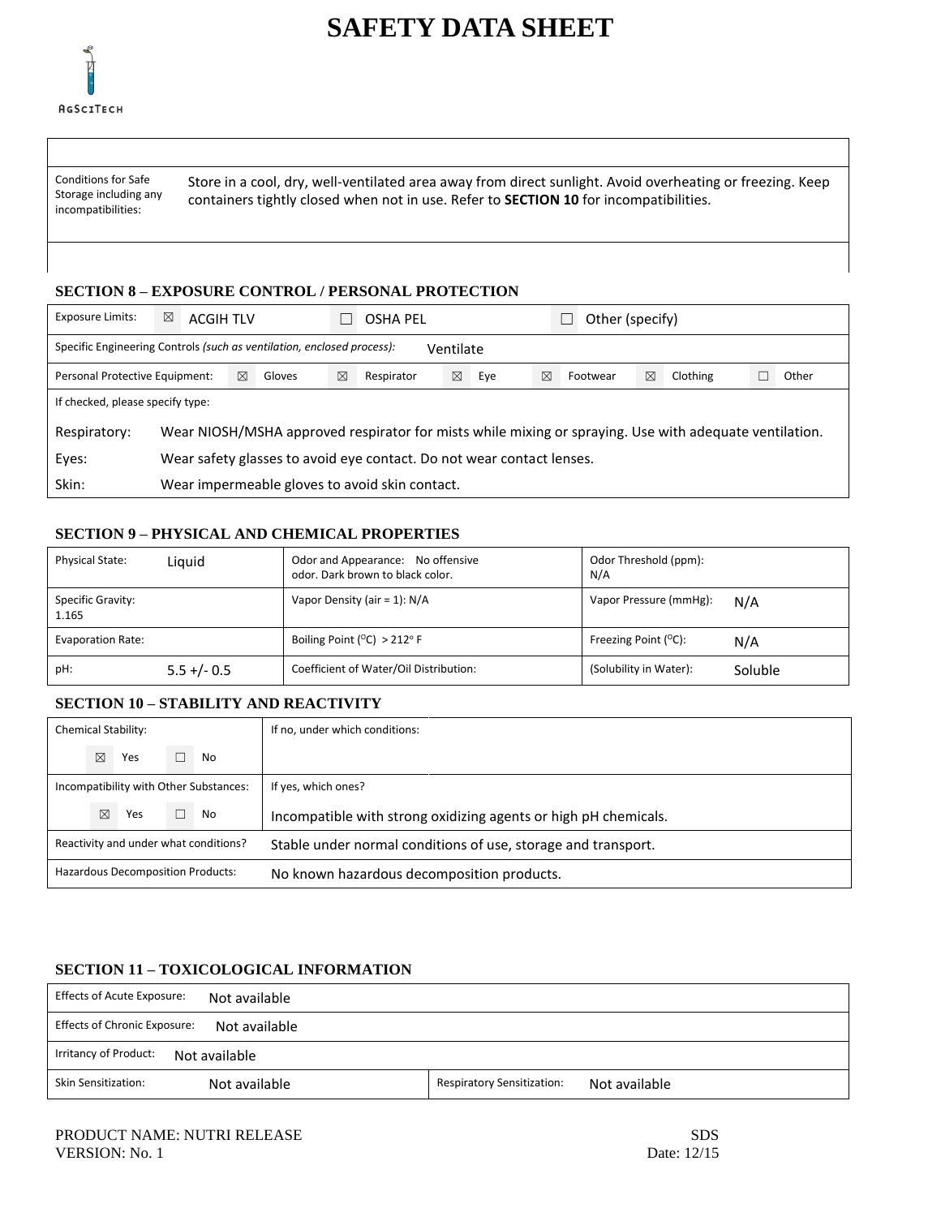# SAFETY DATA SHEET

| | |
|---|---|
| Conditions for Safe Storage including any incompatibilities: | Store in a cool, dry, well-ventilated area away from direct sunlight. Avoid overheating or freezing. Keep containers tightly closed when not in use. Refer to **SECTION 10** for incompatibilities. |

## SECTION 8 – EXPOSURE CONTROL / PERSONAL PROTECTION

| | | | |
|---|---|---|---|
| Exposure Limits: | ☒ ACGIH TLV | ☐ OSHA PEL | ☐ Other (specify) |

Specific Engineering Controls *(such as ventilation, enclosed process):* Ventilate

| Personal Protective Equipment: | ☒ Gloves | ☒ Respirator | ☒ Eye | ☒ Footwear | ☒ Clothing | ☐ Other |
|---|---|---|---|---|---|---|

If checked, please specify type:

| | |
|---|---|
| Respiratory: | Wear NIOSH/MSHA approved respirator for mists while mixing or spraying. Use with adequate ventilation. |
| Eyes: | Wear safety glasses to avoid eye contact. Do not wear contact lenses. |
| Skin: | Wear impermeable gloves to avoid skin contact. |

## SECTION 9 – PHYSICAL AND CHEMICAL PROPERTIES

| | | |
|---|---|---|
| Physical State: Liquid | Odor and Appearance: No offensive odor. Dark brown to black color. | Odor Threshold (ppm): N/A |
| Specific Gravity: 1.165 | Vapor Density (air = 1): N/A | Vapor Pressure (mmHg): N/A |
| Evaporation Rate: | Boiling Point (°C) > 212° F | Freezing Point (°C): N/A |
| pH: 5.5 +/- 0.5 | Coefficient of Water/Oil Distribution: | (Solubility in Water): Soluble |

## SECTION 10 – STABILITY AND REACTIVITY

| | |
|---|---|
| Chemical Stability: ☒ Yes ☐ No | If no, under which conditions: |
| Incompatibility with Other Substances: ☒ Yes ☐ No | If yes, which ones? Incompatible with strong oxidizing agents or high pH chemicals. |
| Reactivity and under what conditions? | Stable under normal conditions of use, storage and transport. |
| Hazardous Decomposition Products: | No known hazardous decomposition products. |

## SECTION 11 – TOXICOLOGICAL INFORMATION

| | | | |
|---|---|---|---|
| Effects of Acute Exposure: | Not available | | |
| Effects of Chronic Exposure: | Not available | | |
| Irritancy of Product: | Not available | | |
| Skin Sensitization: | Not available | Respiratory Sensitization: | Not available |

PRODUCT NAME: NUTRI RELEASE
VERSION: No. 1

SDS
Date: 12/15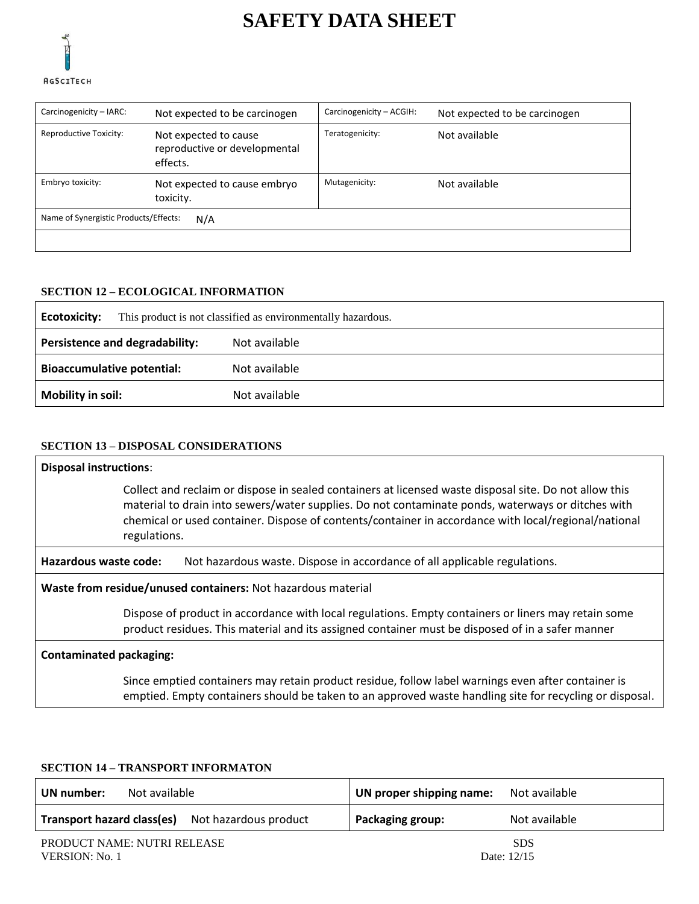# SAFETY DATA SHEET

AgSciTech

| Carcinogenicity – IARC: | Not expected to be carcinogen | Carcinogenicity – ACGIH: | Not expected to be carcinogen |
|---|---|---|---|
| Reproductive Toxicity: | Not expected to cause reproductive or developmental effects. | Teratogenicity: | Not available |
| Embryo toxicity: | Not expected to cause embryo toxicity. | Mutagenicity: | Not available |
| Name of Synergistic Products/Effects: | N/A | | |

### SECTION 12 – ECOLOGICAL INFORMATION

| | |
|---|---|
| **Ecotoxicity:** | This product is not classified as environmentally hazardous. |
| **Persistence and degradability:** | Not available |
| **Bioaccumulative potential:** | Not available |
| **Mobility in soil:** | Not available |

### SECTION 13 – DISPOSAL CONSIDERATIONS

**Disposal instructions**:

Collect and reclaim or dispose in sealed containers at licensed waste disposal site. Do not allow this material to drain into sewers/water supplies. Do not contaminate ponds, waterways or ditches with chemical or used container. Dispose of contents/container in accordance with local/regional/national regulations.

**Hazardous waste code:** Not hazardous waste. Dispose in accordance of all applicable regulations.

**Waste from residue/unused containers:** Not hazardous material

Dispose of product in accordance with local regulations. Empty containers or liners may retain some product residues. This material and its assigned container must be disposed of in a safer manner

**Contaminated packaging:**

Since emptied containers may retain product residue, follow label warnings even after container is emptied. Empty containers should be taken to an approved waste handling site for recycling or disposal.

### SECTION 14 – TRANSPORT INFORMATON

| | | | |
|---|---|---|---|
| **UN number:** | Not available | **UN proper shipping name:** | Not available |
| **Transport hazard class(es)** | Not hazardous product | **Packaging group:** | Not available |

PRODUCT NAME: NUTRI RELEASE
VERSION: No. 1

SDS
Date: 12/15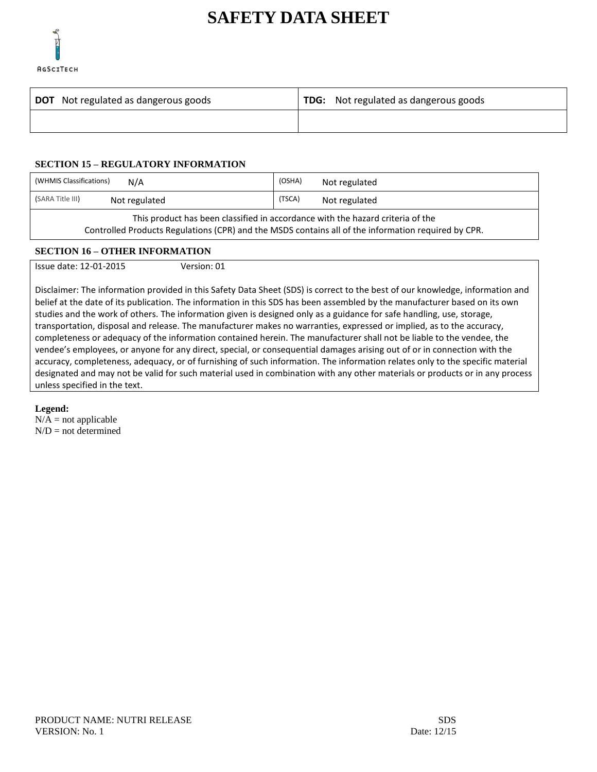# SAFETY DATA SHEET

AgSciTech

| | |
|---|---|
| **DOT** Not regulated as dangerous goods | **TDG:** Not regulated as dangerous goods |
| | |

**SECTION 15 – REGULATORY INFORMATION**

| | | | |
|---|---|---|---|
| (WHMIS Classifications) | N/A | (OSHA) | Not regulated |
| (SARA Title III) | Not regulated | (TSCA) | Not regulated |
| This product has been classified in accordance with the hazard criteria of the Controlled Products Regulations (CPR) and the MSDS contains all of the information required by CPR. | | | |

**SECTION 16 – OTHER INFORMATION**

Issue date: 12-01-2015 Version: 01

Disclaimer: The information provided in this Safety Data Sheet (SDS) is correct to the best of our knowledge, information and belief at the date of its publication. The information in this SDS has been assembled by the manufacturer based on its own studies and the work of others. The information given is designed only as a guidance for safe handling, use, storage, transportation, disposal and release. The manufacturer makes no warranties, expressed or implied, as to the accuracy, completeness or adequacy of the information contained herein. The manufacturer shall not be liable to the vendee, the vendee's employees, or anyone for any direct, special, or consequential damages arising out of or in connection with the accuracy, completeness, adequacy, or of furnishing of such information. The information relates only to the specific material designated and may not be valid for such material used in combination with any other materials or products or in any process unless specified in the text.

**Legend:**
N/A = not applicable
N/D = not determined